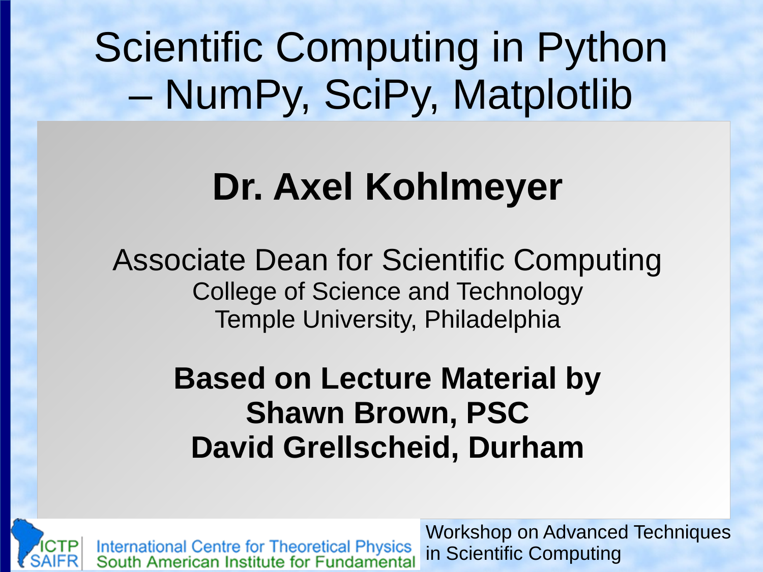# Scientific Computing in Python – NumPy, SciPy, Matplotlib

## Dr. Axel Kohlmeyer

Associate Dean for Scientific Computing
College of Science and Technology
Temple University, Philadelphia

**Based on Lecture Material by**
**Shawn Brown, PSC**
**David Grellscheid, Durham**

ICTP SAIFR
International Centre for Theoretical Physics
South American Institute for Fundamental

Workshop on Advanced Techniques in Scientific Computing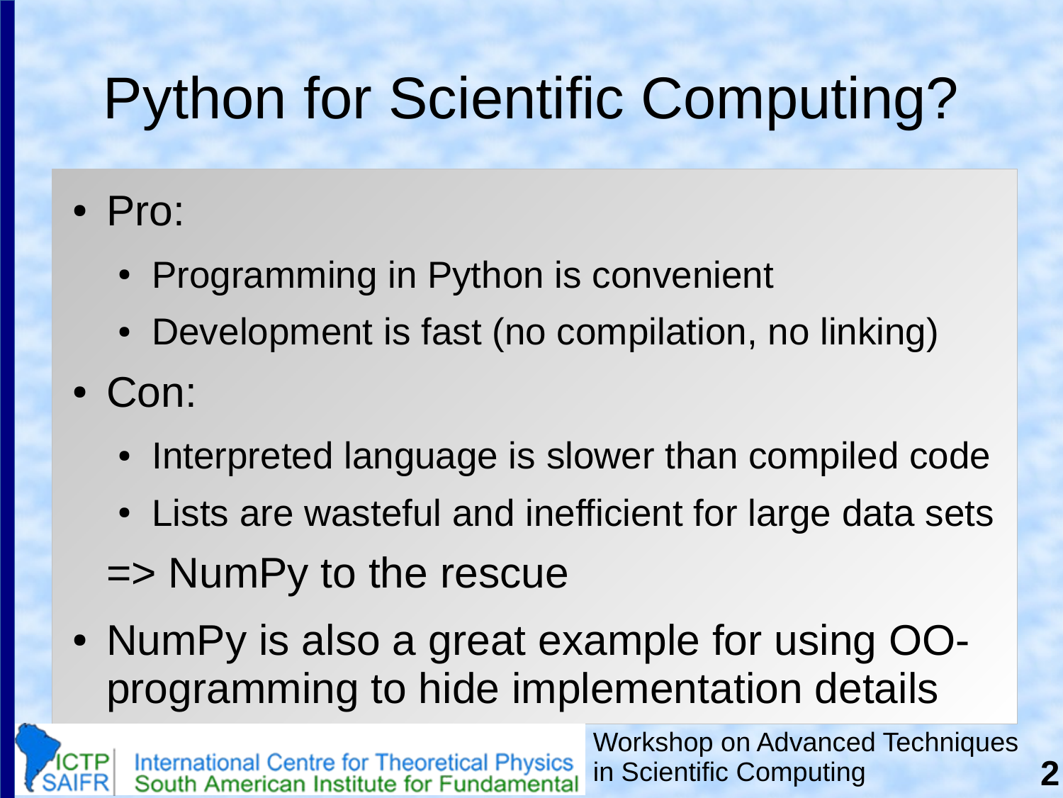# Python for Scientific Computing?

- Pro:
  - Programming in Python is convenient
  - Development is fast (no compilation, no linking)
- Con:
  - Interpreted language is slower than compiled code
  - Lists are wasteful and inefficient for large data sets

  => NumPy to the rescue
- NumPy is also a great example for using OO-programming to hide implementation details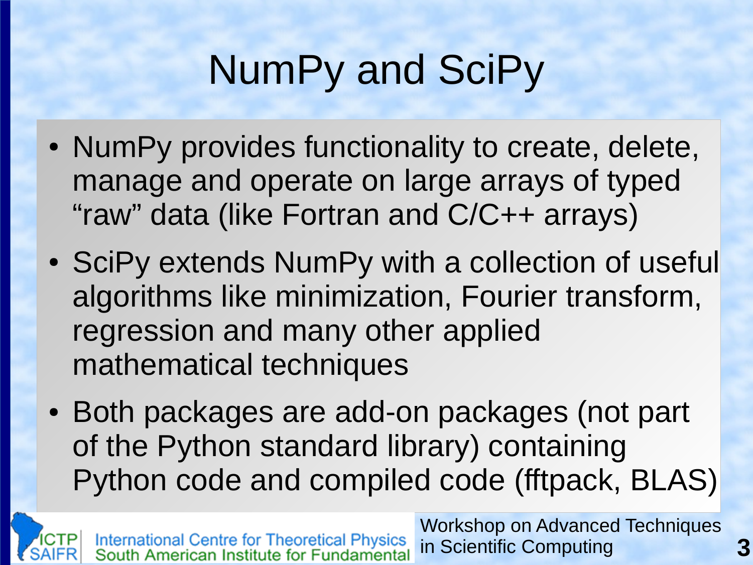# NumPy and SciPy

- NumPy provides functionality to create, delete, manage and operate on large arrays of typed “raw” data (like Fortran and C/C++ arrays)
- SciPy extends NumPy with a collection of useful algorithms like minimization, Fourier transform, regression and many other applied mathematical techniques
- Both packages are add-on packages (not part of the Python standard library) containing Python code and compiled code (fftpack, BLAS)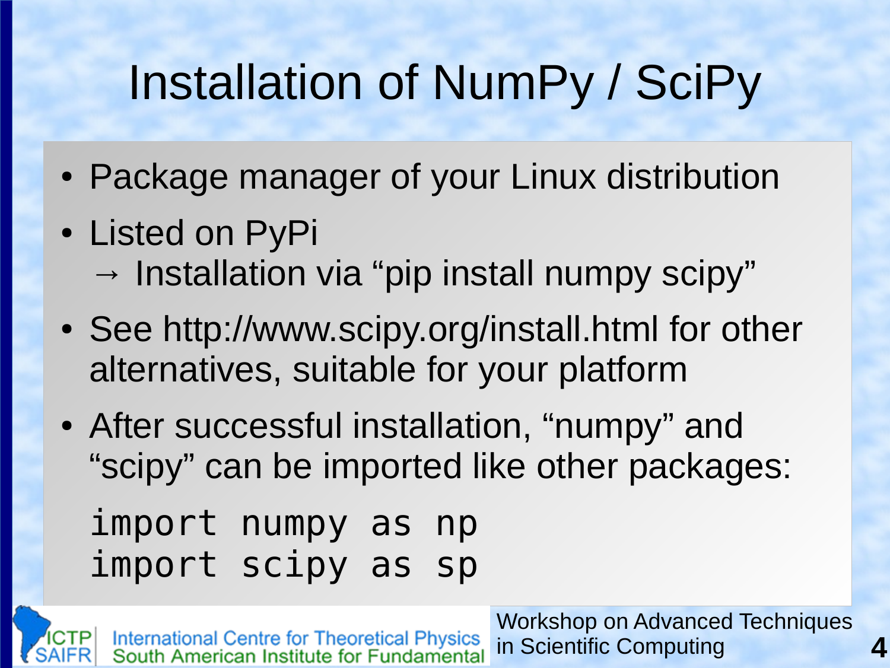# Installation of NumPy / SciPy

- Package manager of your Linux distribution
- Listed on PyPi
  → Installation via “pip install numpy scipy”
- See http://www.scipy.org/install.html for other alternatives, suitable for your platform
- After successful installation, “numpy” and “scipy” can be imported like other packages:

```
import numpy as np
import scipy as sp
```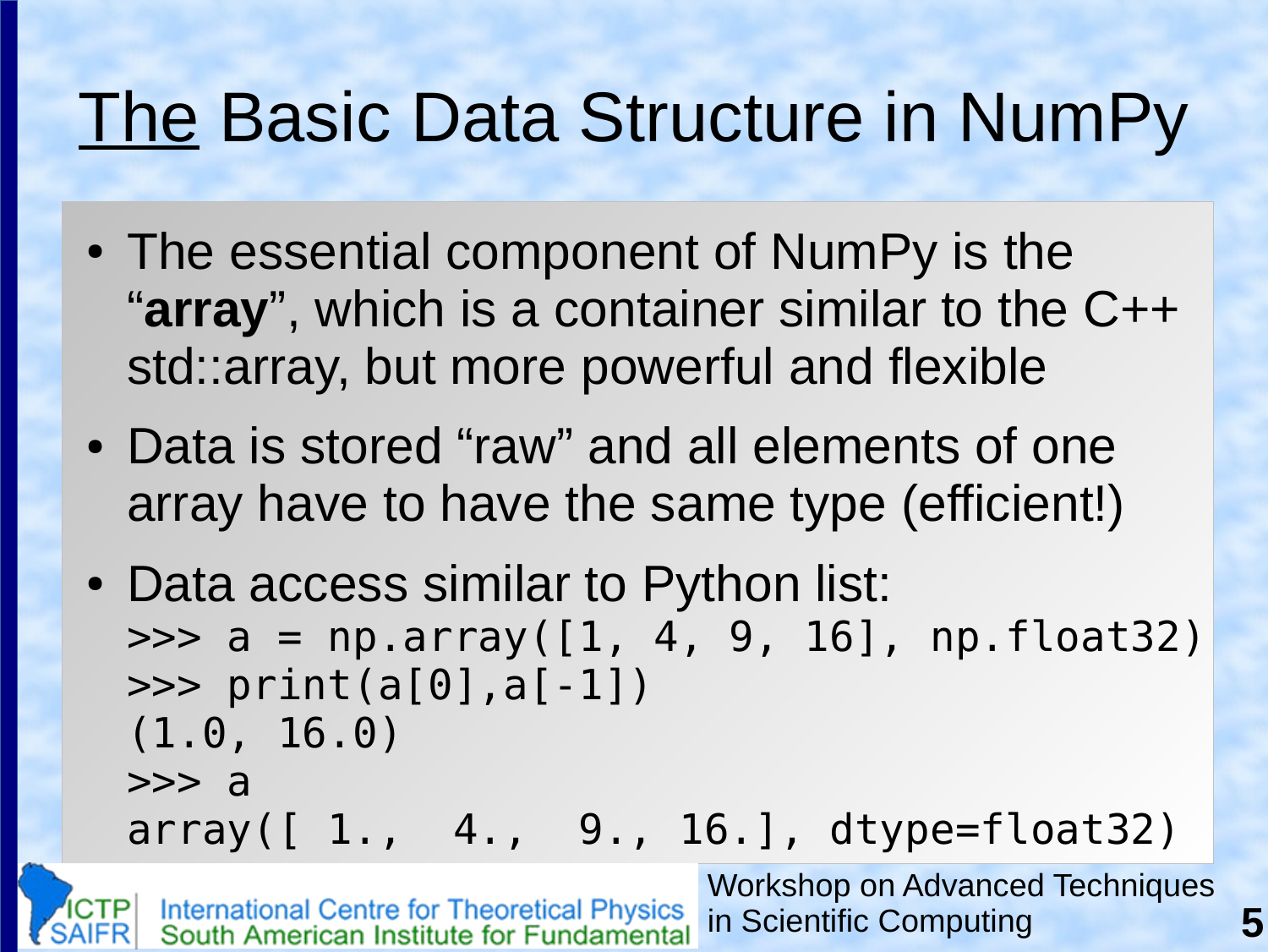# The Basic Data Structure in NumPy

- The essential component of NumPy is the "**array**", which is a container similar to the C++ std::array, but more powerful and flexible
- Data is stored "raw" and all elements of one array have to have the same type (efficient!)
- Data access similar to Python list:

```
>>> a = np.array([1, 4, 9, 16], np.float32)
>>> print(a[0],a[-1])
(1.0, 16.0)
>>> a
array([ 1.,  4.,  9., 16.], dtype=float32)
```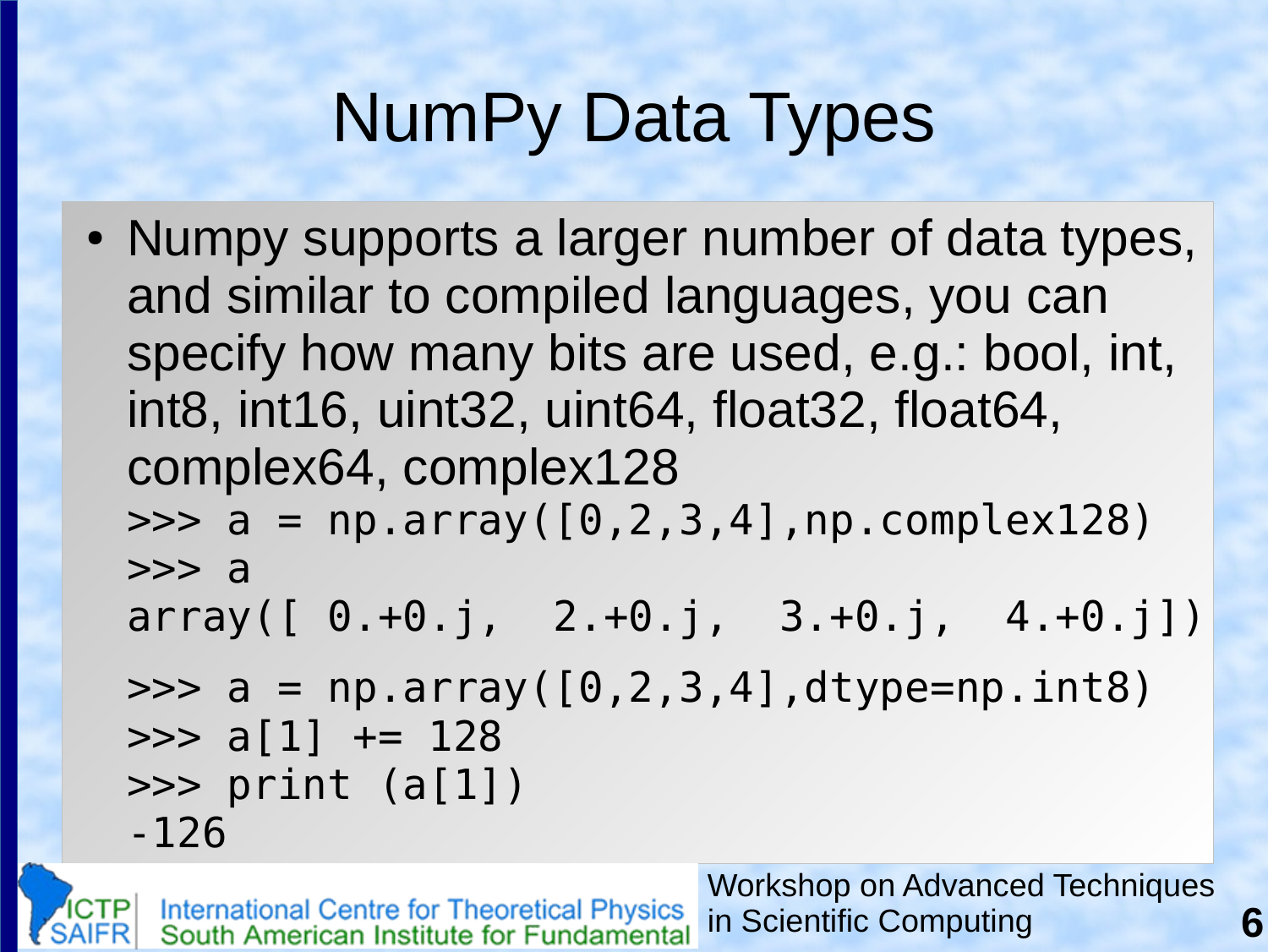# NumPy Data Types

- Numpy supports a larger number of data types, and similar to compiled languages, you can specify how many bits are used, e.g.: bool, int, int8, int16, uint32, uint64, float32, float64, complex64, complex128

```
>>> a = np.array([0,2,3,4],np.complex128)
>>> a
array([ 0.+0.j,  2.+0.j,  3.+0.j,  4.+0.j])
```

```
>>> a = np.array([0,2,3,4],dtype=np.int8)
>>> a[1] += 128
>>> print (a[1])
-126
```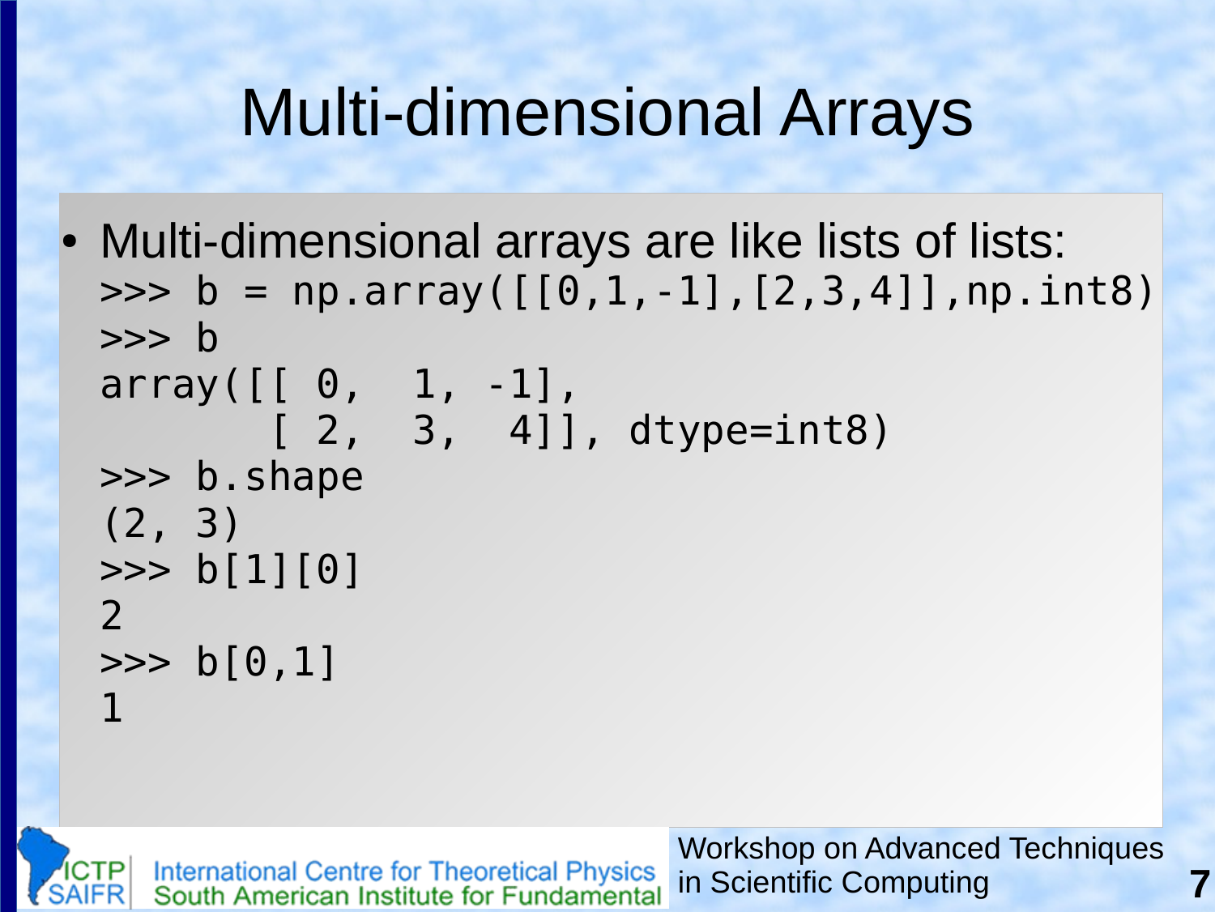# Multi-dimensional Arrays

- Multi-dimensional arrays are like lists of lists:

```
>>> b = np.array([[0,1,-1],[2,3,4]],np.int8)
>>> b
array([[ 0,  1, -1],
       [ 2,  3,  4]], dtype=int8)
>>> b.shape
(2, 3)
>>> b[1][0]
2
>>> b[0,1]
1
```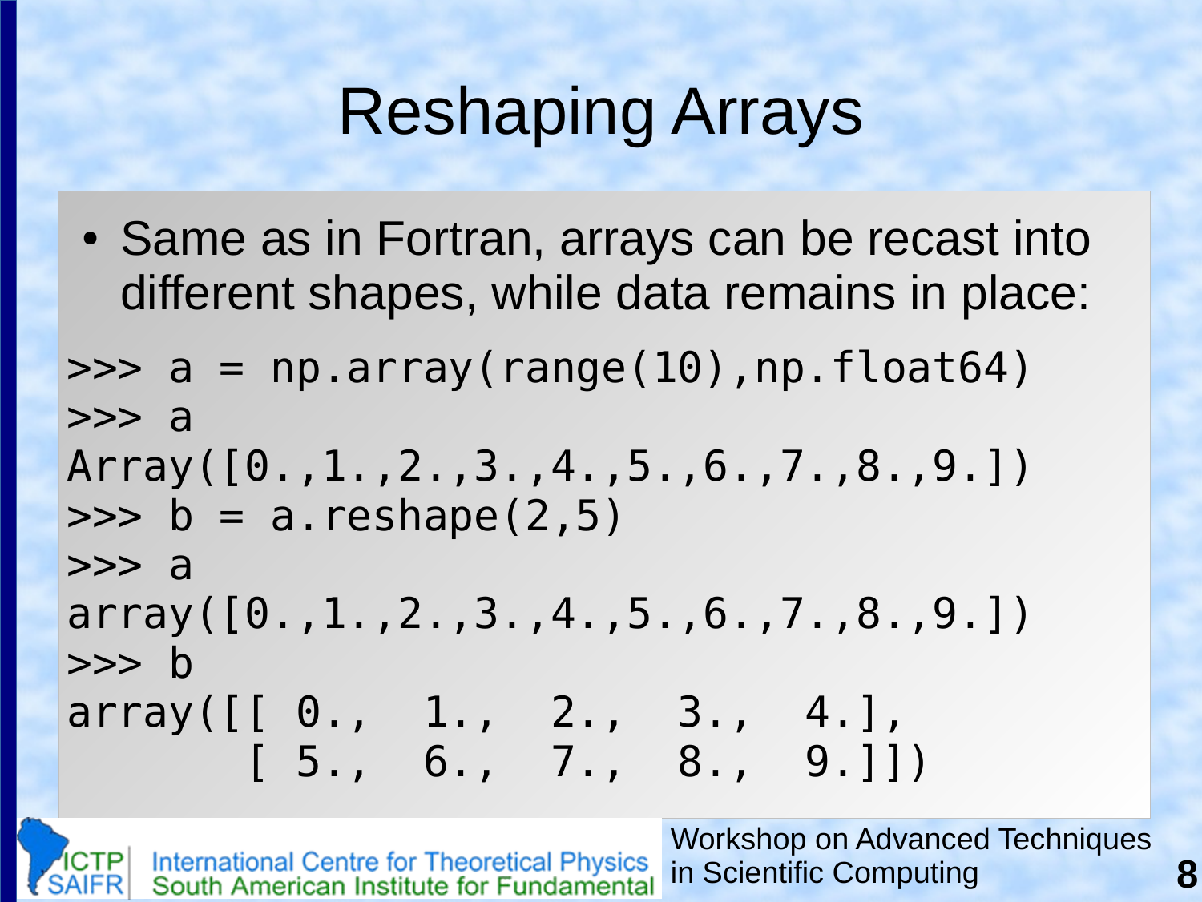# Reshaping Arrays

- Same as in Fortran, arrays can be recast into different shapes, while data remains in place:

```
>>> a = np.array(range(10),np.float64)
>>> a
Array([0.,1.,2.,3.,4.,5.,6.,7.,8.,9.])
>>> b = a.reshape(2,5)
>>> a
array([0.,1.,2.,3.,4.,5.,6.,7.,8.,9.])
>>> b
array([[ 0.,  1.,  2.,  3.,  4.],
       [ 5.,  6.,  7.,  8.,  9.]])
```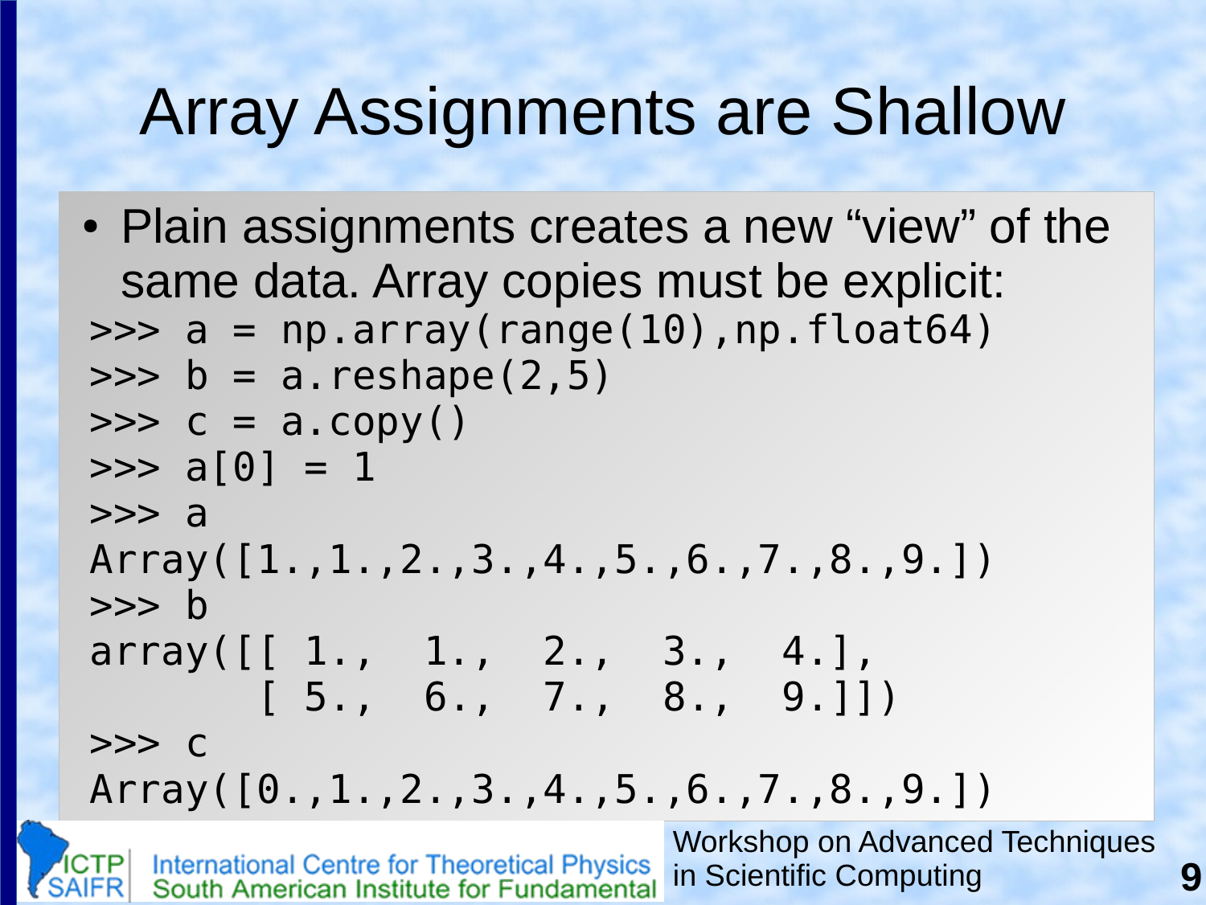# Array Assignments are Shallow

- Plain assignments creates a new “view” of the same data. Array copies must be explicit:

```
>>> a = np.array(range(10),np.float64)
>>> b = a.reshape(2,5)
>>> c = a.copy()
>>> a[0] = 1
>>> a
Array([1.,1.,2.,3.,4.,5.,6.,7.,8.,9.])
>>> b
array([[ 1.,  1.,  2.,  3.,  4.],
       [ 5.,  6.,  7.,  8.,  9.]])
>>> c
Array([0.,1.,2.,3.,4.,5.,6.,7.,8.,9.])
```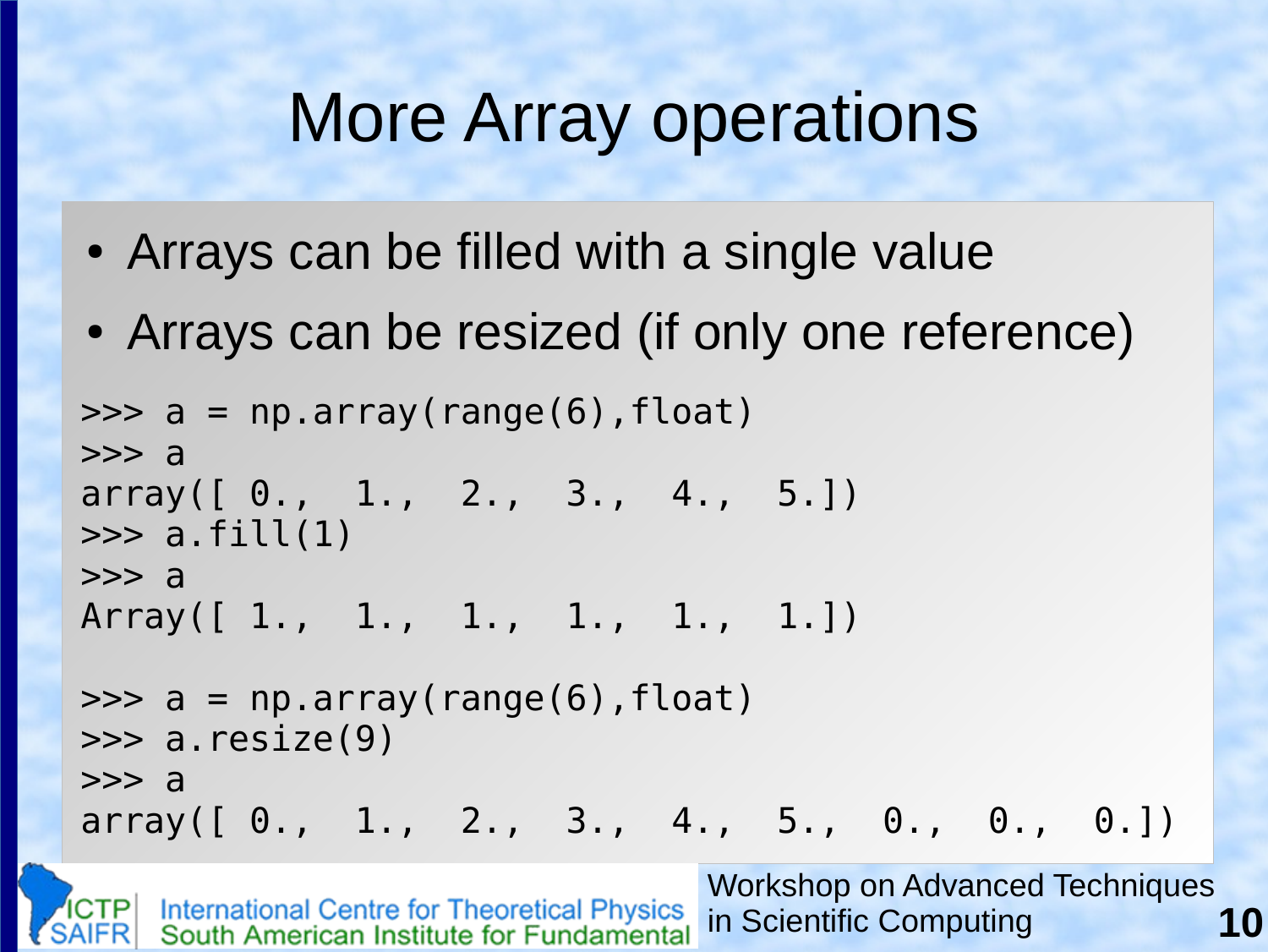# More Array operations

- Arrays can be filled with a single value
- Arrays can be resized (if only one reference)

```
>>> a = np.array(range(6),float)
>>> a
array([ 0.,  1.,  2.,  3.,  4.,  5.])
>>> a.fill(1)
>>> a
Array([ 1.,  1.,  1.,  1.,  1.,  1.])

>>> a = np.array(range(6),float)
>>> a.resize(9)
>>> a
array([ 0.,  1.,  2.,  3.,  4.,  5.,  0.,  0.,  0.])
```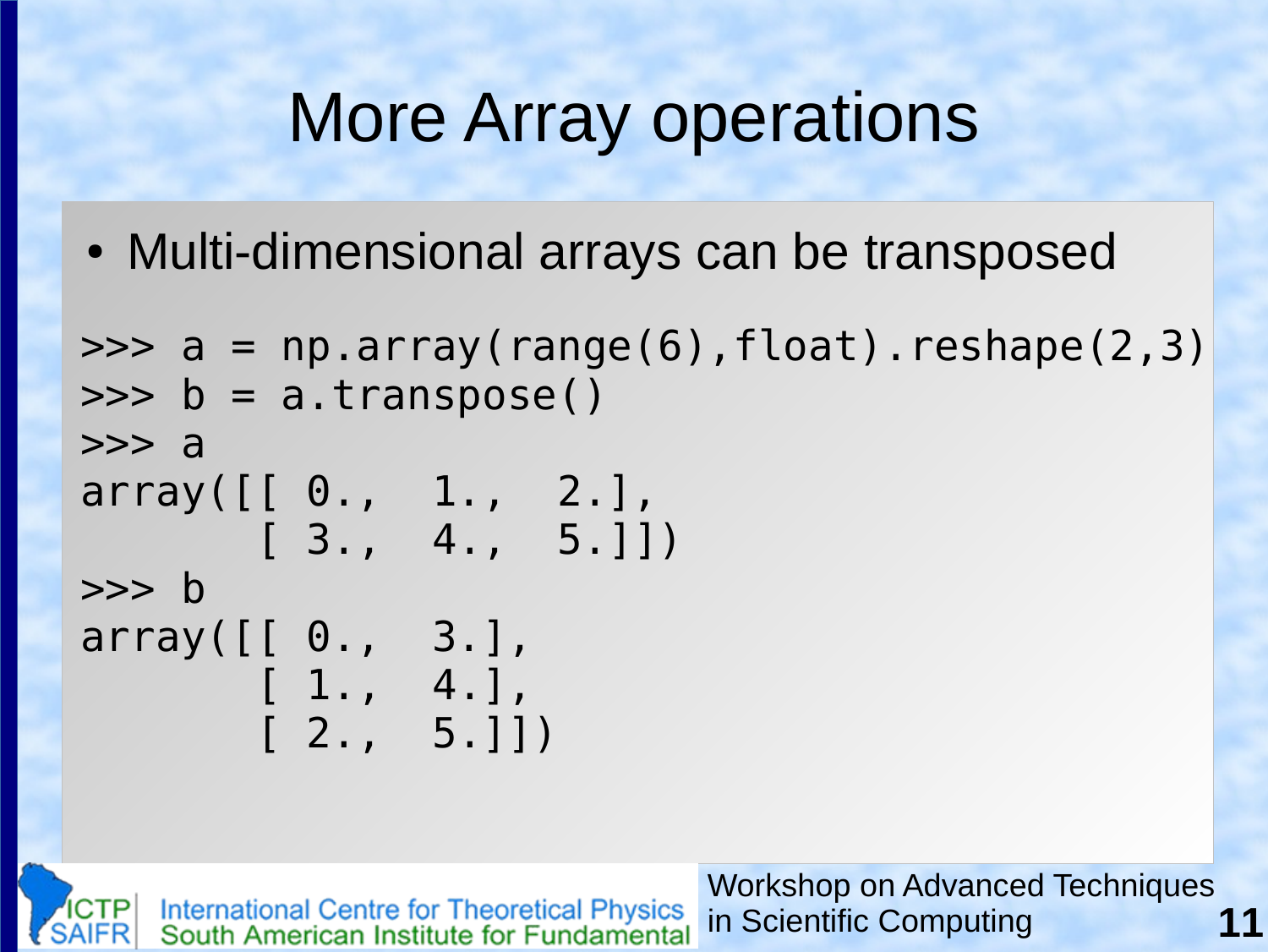# More Array operations

- Multi-dimensional arrays can be transposed

```
>>> a = np.array(range(6),float).reshape(2,3)
>>> b = a.transpose()
>>> a
array([[ 0.,  1.,  2.],
       [ 3.,  4.,  5.]])
>>> b
array([[ 0.,  3.],
       [ 1.,  4.],
       [ 2.,  5.]])
```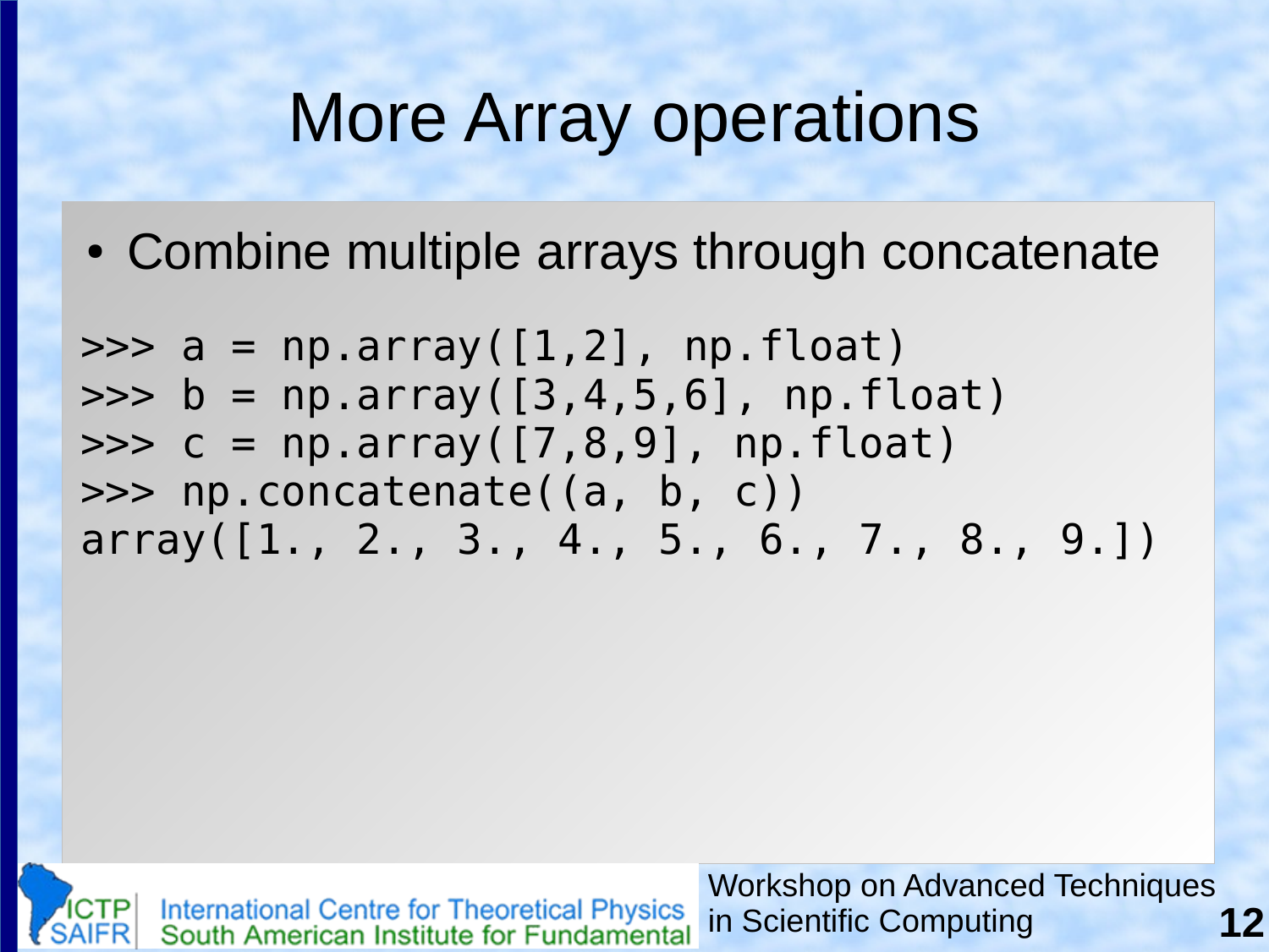# More Array operations

- Combine multiple arrays through concatenate

```
>>> a = np.array([1,2], np.float)
>>> b = np.array([3,4,5,6], np.float)
>>> c = np.array([7,8,9], np.float)
>>> np.concatenate((a, b, c))
array([1., 2., 3., 4., 5., 6., 7., 8., 9.])
```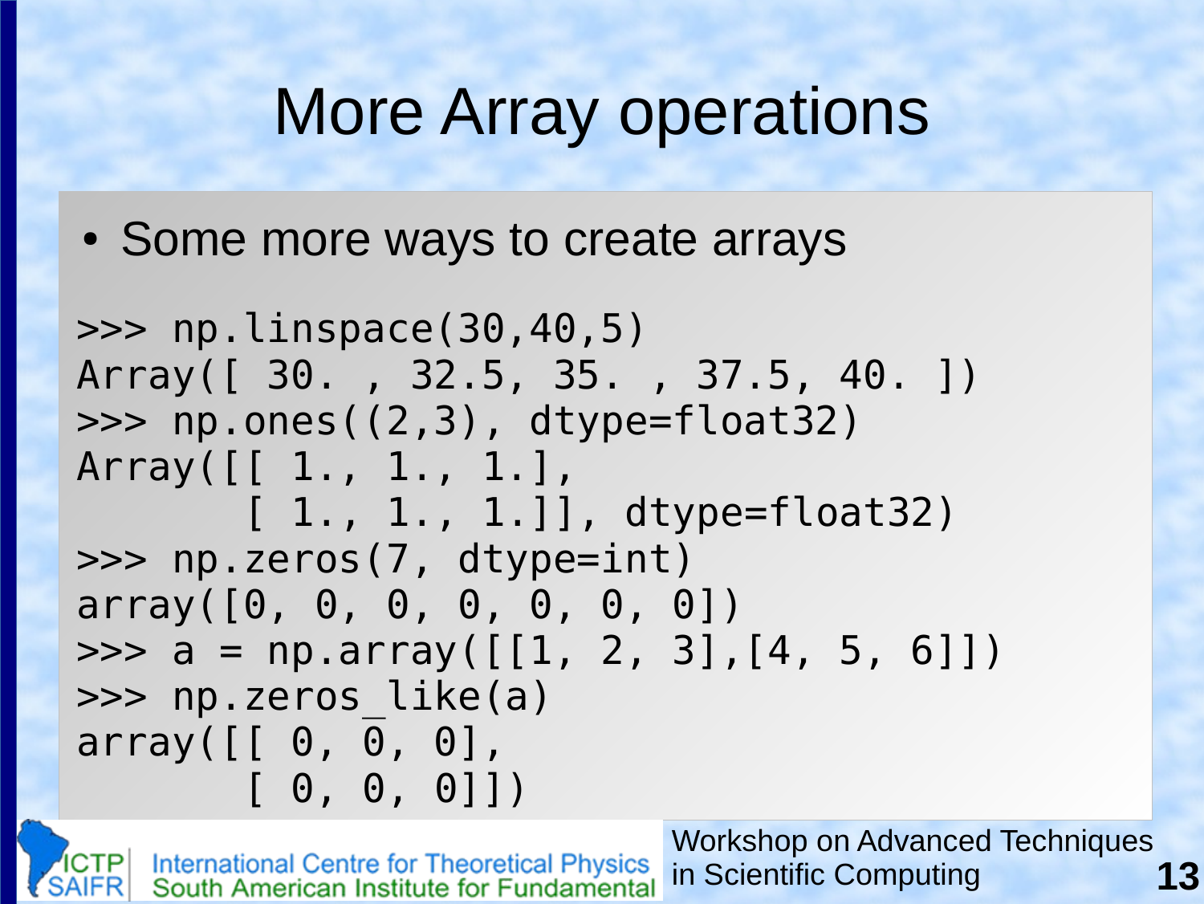# More Array operations

- Some more ways to create arrays

```
>>> np.linspace(30,40,5)
Array([ 30. , 32.5, 35. , 37.5, 40. ])
>>> np.ones((2,3), dtype=float32)
Array([[ 1., 1., 1.],
       [ 1., 1., 1.]], dtype=float32)
>>> np.zeros(7, dtype=int)
array([0, 0, 0, 0, 0, 0, 0])
>>> a = np.array([[1, 2, 3],[4, 5, 6]])
>>> np.zeros_like(a)
array([[ 0, 0, 0],
       [ 0, 0, 0]])
```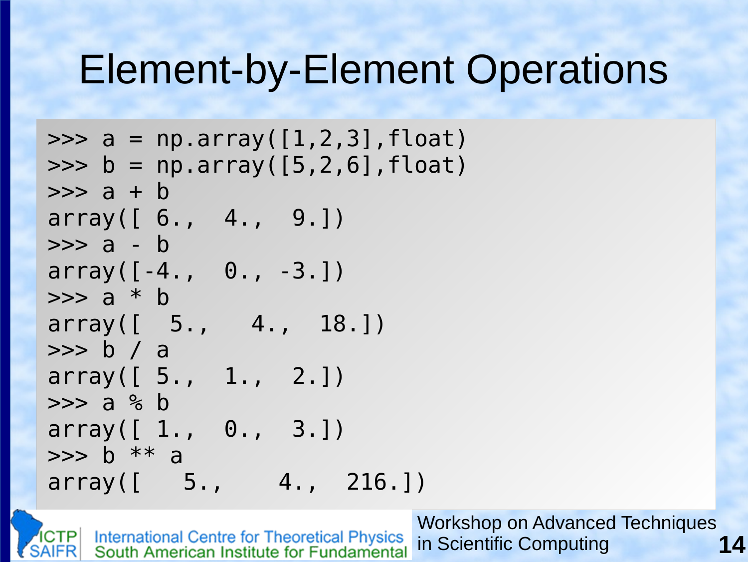# Element-by-Element Operations

```
>>> a = np.array([1,2,3],float)
>>> b = np.array([5,2,6],float)
>>> a + b
array([ 6.,  4.,  9.])
>>> a - b
array([-4.,  0., -3.])
>>> a * b
array([  5.,   4.,  18.])
>>> b / a
array([ 5.,  1.,  2.])
>>> a % b
array([ 1.,  0.,  3.])
>>> b ** a
array([   5.,    4.,  216.])
```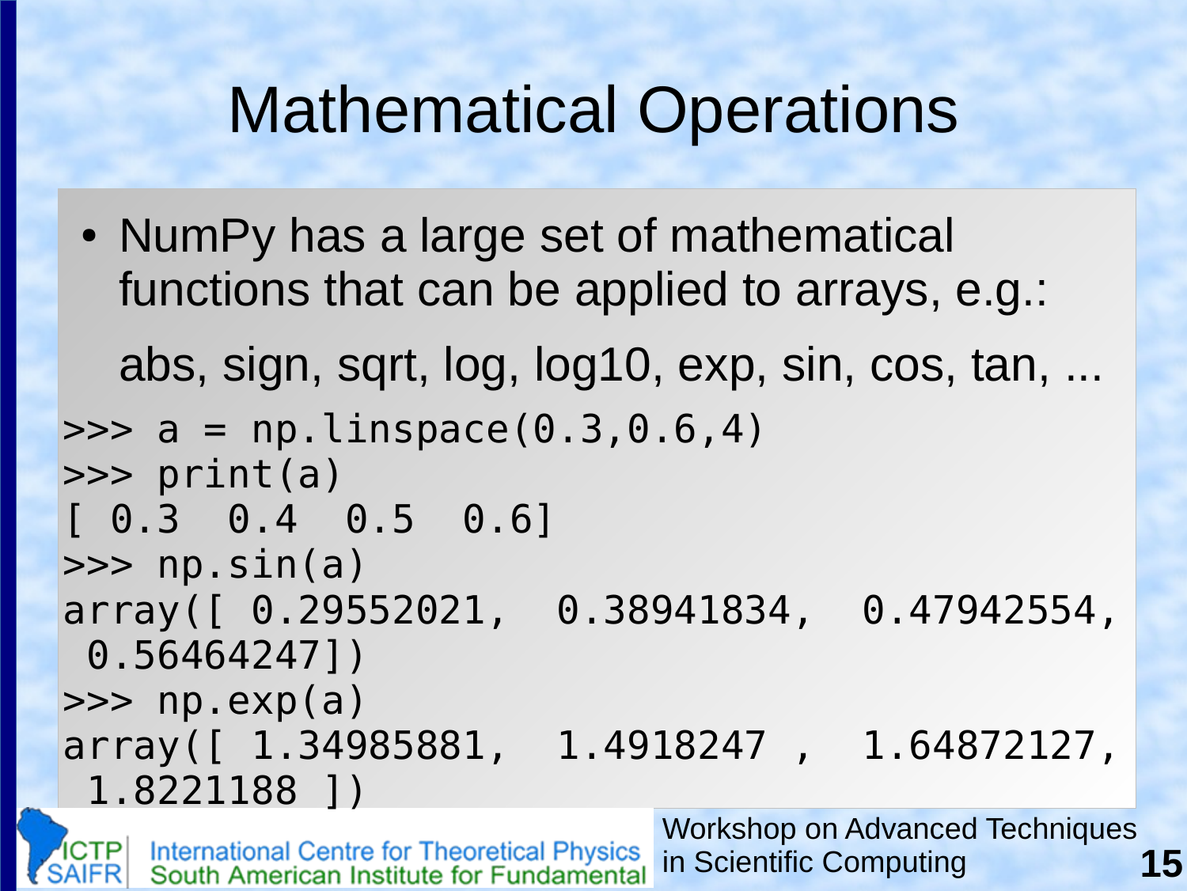# Mathematical Operations

- NumPy has a large set of mathematical functions that can be applied to arrays, e.g.:

  abs, sign, sqrt, log, log10, exp, sin, cos, tan, ...

```
>>> a = np.linspace(0.3,0.6,4)
>>> print(a)
[ 0.3  0.4  0.5  0.6]
>>> np.sin(a)
array([ 0.29552021,  0.38941834,  0.47942554,
 0.56464247])
>>> np.exp(a)
array([ 1.34985881,  1.4918247 ,  1.64872127,
 1.8221188 ])
```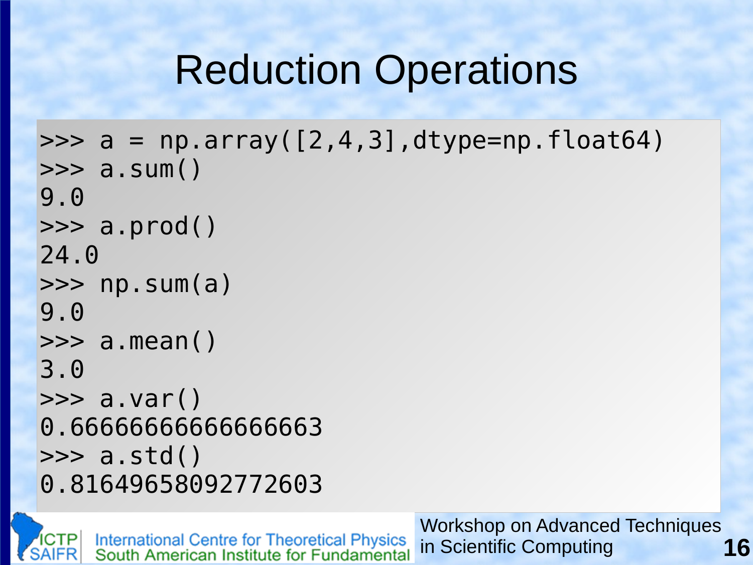# Reduction Operations

```
>>> a = np.array([2,4,3],dtype=np.float64)
>>> a.sum()
9.0
>>> a.prod()
24.0
>>> np.sum(a)
9.0
>>> a.mean()
3.0
>>> a.var()
0.66666666666666663
>>> a.std()
0.81649658092772603
```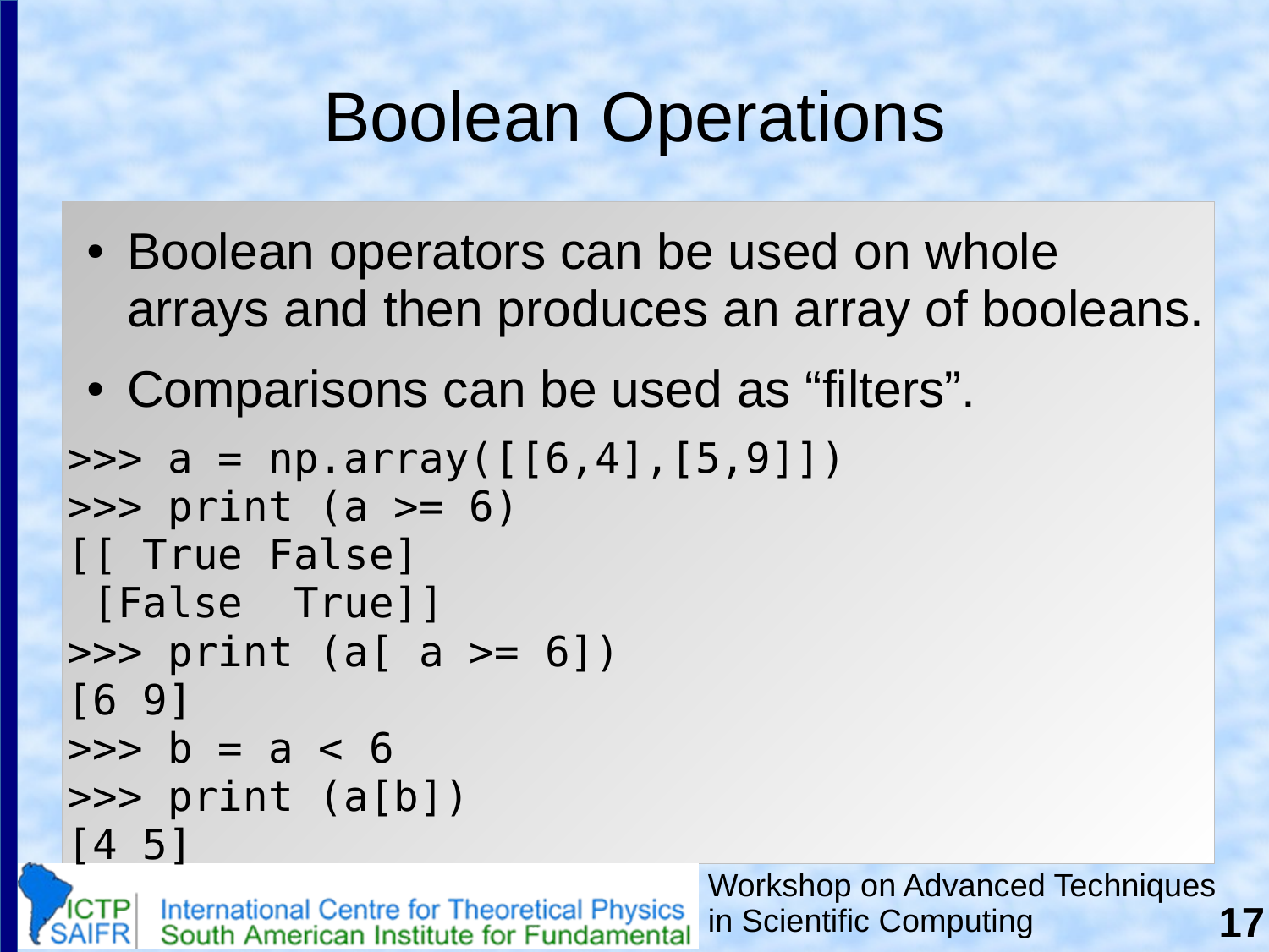# Boolean Operations

- Boolean operators can be used on whole arrays and then produces an array of booleans.
- Comparisons can be used as “filters”.

```
>>> a = np.array([[6,4],[5,9]])
>>> print (a >= 6)
[[ True False]
 [False  True]]
>>> print (a[ a >= 6])
[6 9]
>>> b = a < 6
>>> print (a[b])
[4 5]
```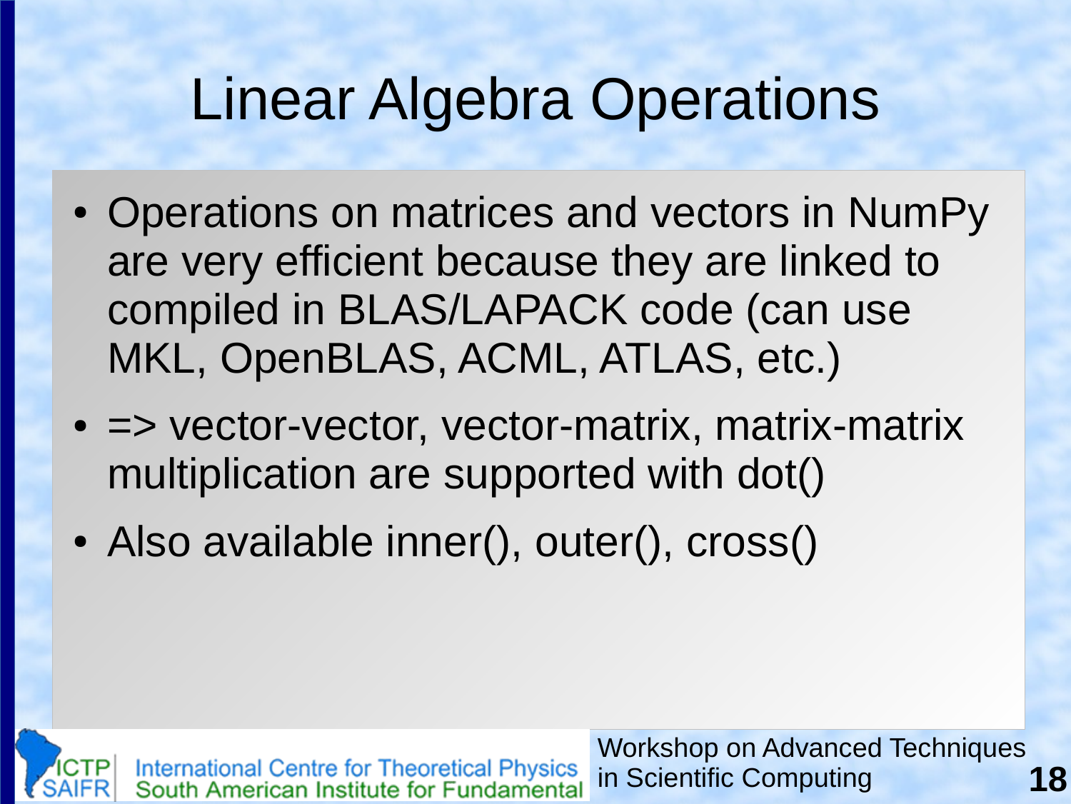# Linear Algebra Operations

- Operations on matrices and vectors in NumPy are very efficient because they are linked to compiled in BLAS/LAPACK code (can use MKL, OpenBLAS, ACML, ATLAS, etc.)
- => vector-vector, vector-matrix, matrix-matrix multiplication are supported with dot()
- Also available inner(), outer(), cross()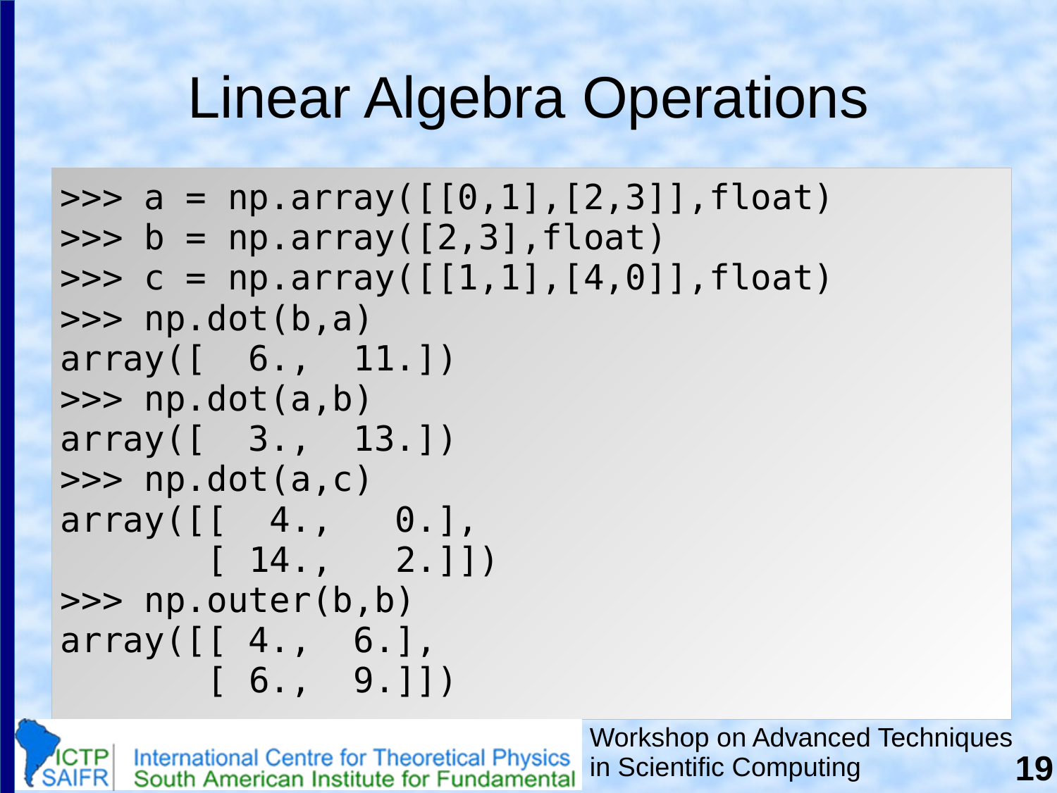# Linear Algebra Operations

```
>>> a = np.array([[0,1],[2,3]],float)
>>> b = np.array([2,3],float)
>>> c = np.array([[1,1],[4,0]],float)
>>> np.dot(b,a)
array([  6.,  11.])
>>> np.dot(a,b)
array([  3.,  13.])
>>> np.dot(a,c)
array([[  4.,   0.],
       [ 14.,   2.]])
>>> np.outer(b,b)
array([[ 4.,  6.],
       [ 6.,  9.]])
```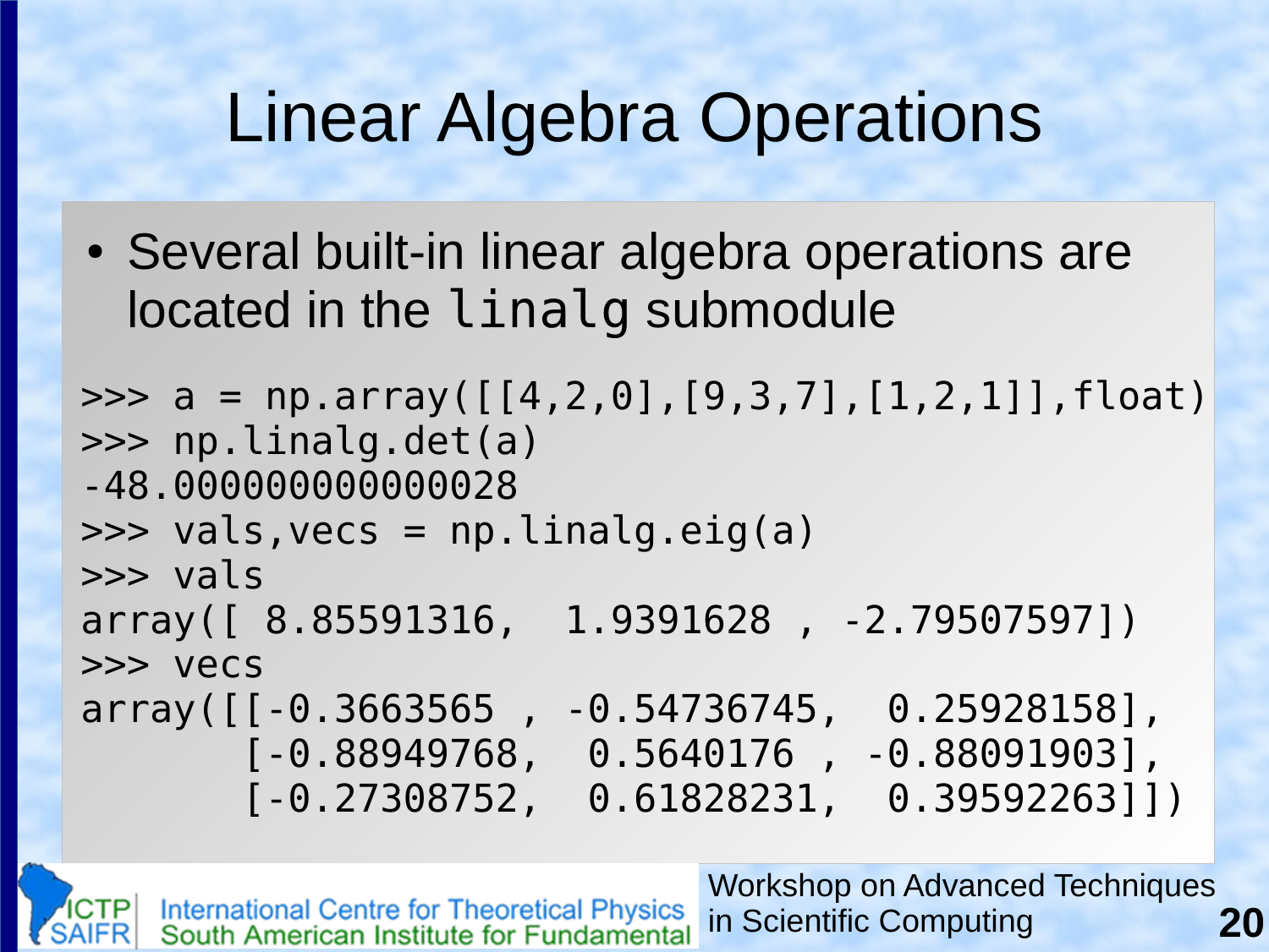# Linear Algebra Operations

- Several built-in linear algebra operations are located in the `linalg` submodule

```
>>> a = np.array([[4,2,0],[9,3,7],[1,2,1]],float)
>>> np.linalg.det(a)
-48.000000000000028
>>> vals,vecs = np.linalg.eig(a)
>>> vals
array([ 8.85591316,  1.9391628 , -2.79507597])
>>> vecs
array([[-0.3663565 , -0.54736745,  0.25928158],
       [-0.88949768,  0.5640176 , -0.88091903],
       [-0.27308752,  0.61828231,  0.39592263]])
```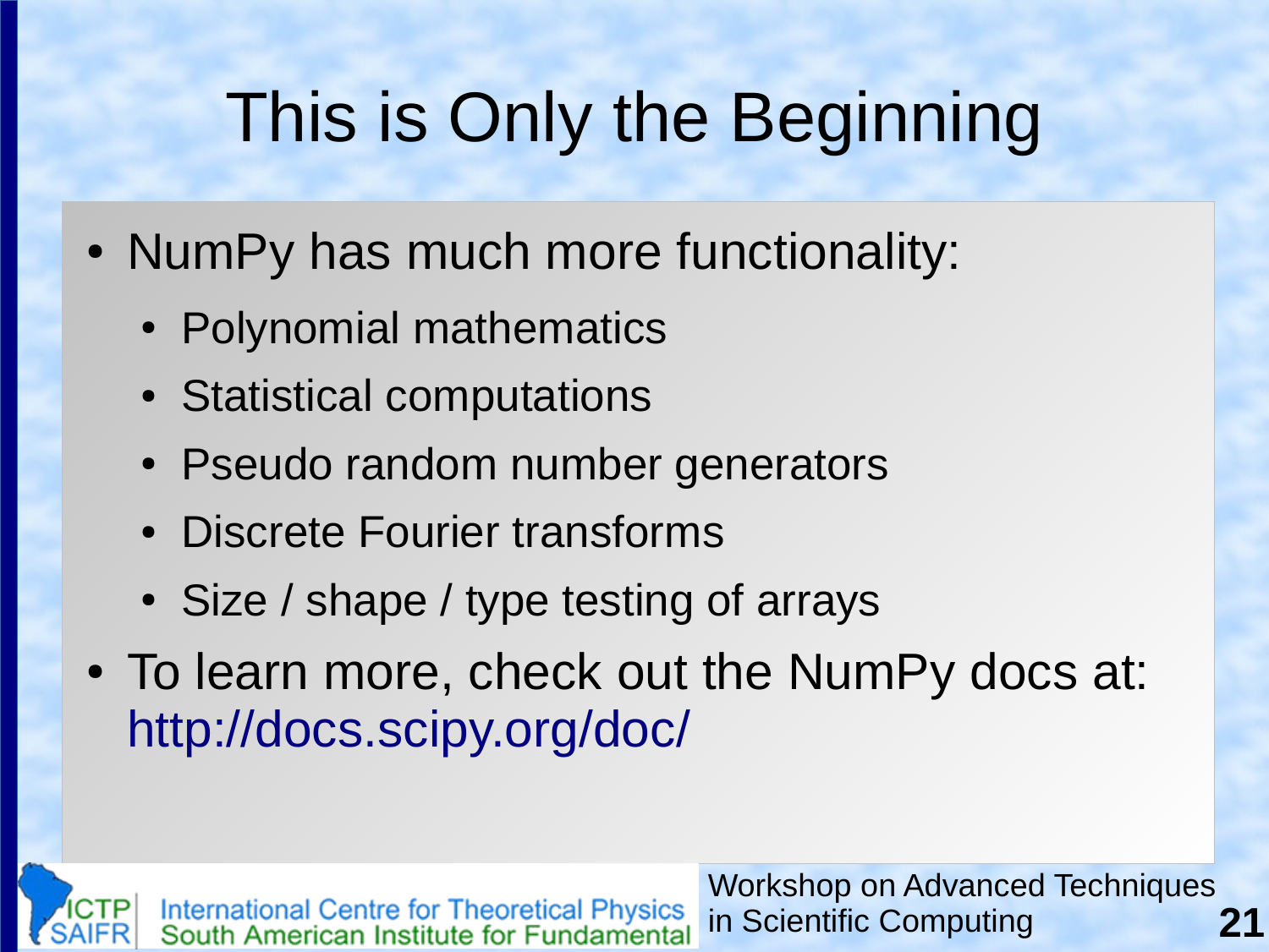# This is Only the Beginning

- NumPy has much more functionality:
  - Polynomial mathematics
  - Statistical computations
  - Pseudo random number generators
  - Discrete Fourier transforms
  - Size / shape / type testing of arrays
- To learn more, check out the NumPy docs at: http://docs.scipy.org/doc/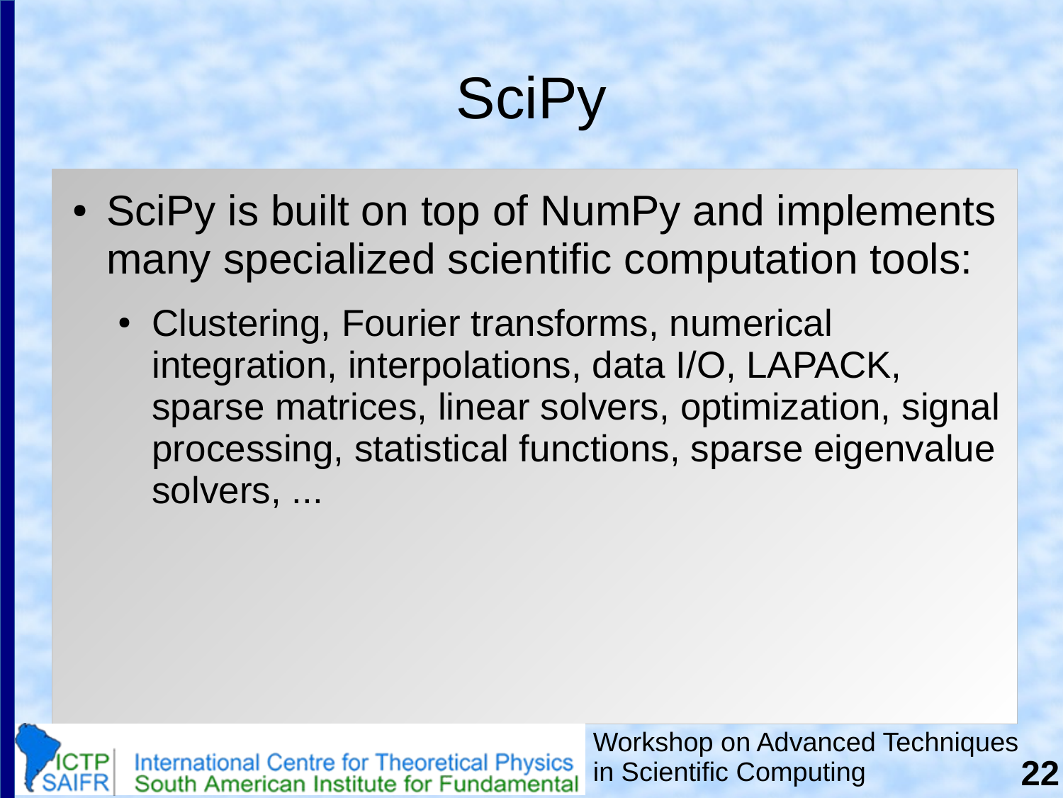# SciPy

- SciPy is built on top of NumPy and implements many specialized scientific computation tools:
  - Clustering, Fourier transforms, numerical integration, interpolations, data I/O, LAPACK, sparse matrices, linear solvers, optimization, signal processing, statistical functions, sparse eigenvalue solvers, ...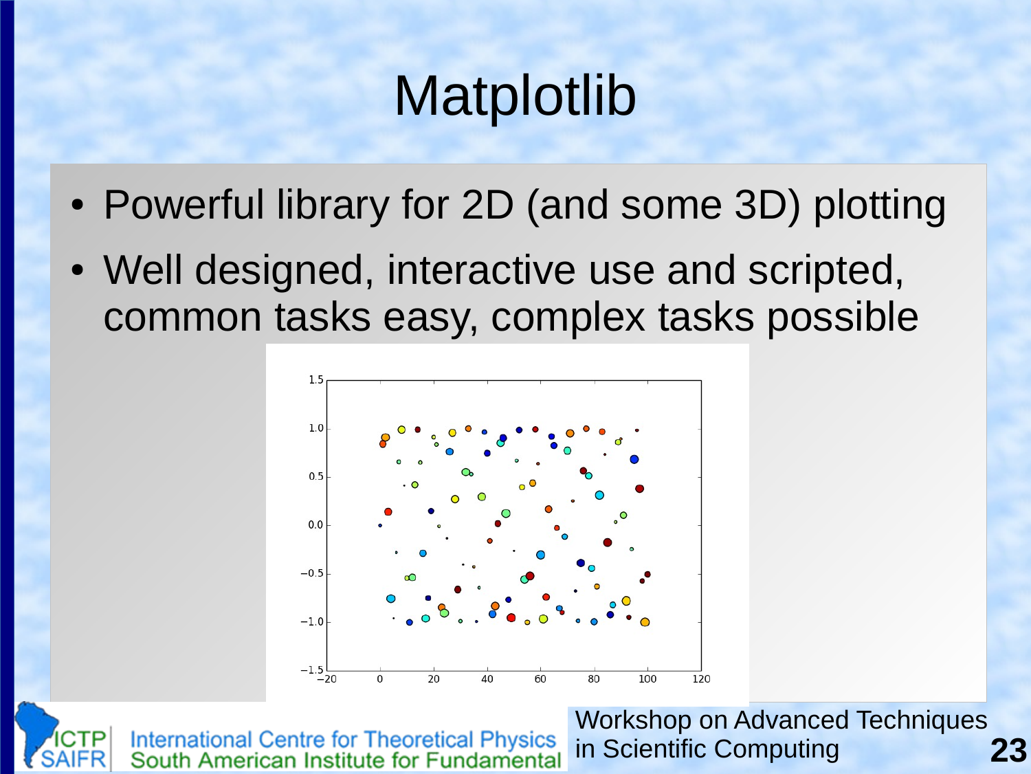# Matplotlib

- Powerful library for 2D (and some 3D) plotting
- Well designed, interactive use and scripted, common tasks easy, complex tasks possible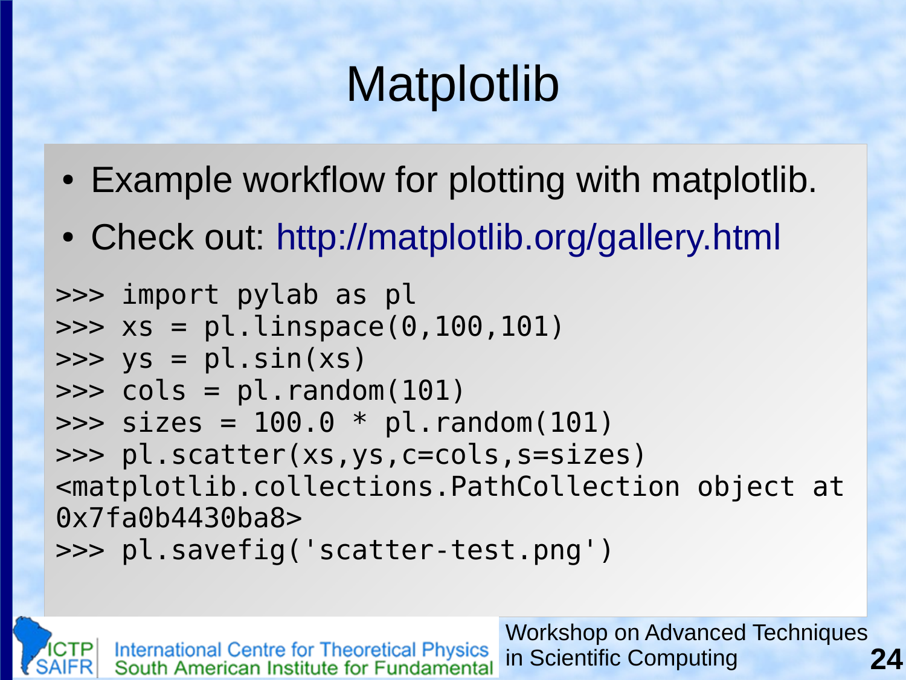# Matplotlib

- Example workflow for plotting with matplotlib.
- Check out: http://matplotlib.org/gallery.html

```
>>> import pylab as pl
>>> xs = pl.linspace(0,100,101)
>>> ys = pl.sin(xs)
>>> cols = pl.random(101)
>>> sizes = 100.0 * pl.random(101)
>>> pl.scatter(xs,ys,c=cols,s=sizes)
<matplotlib.collections.PathCollection object at
0x7fa0b4430ba8>
>>> pl.savefig('scatter-test.png')
```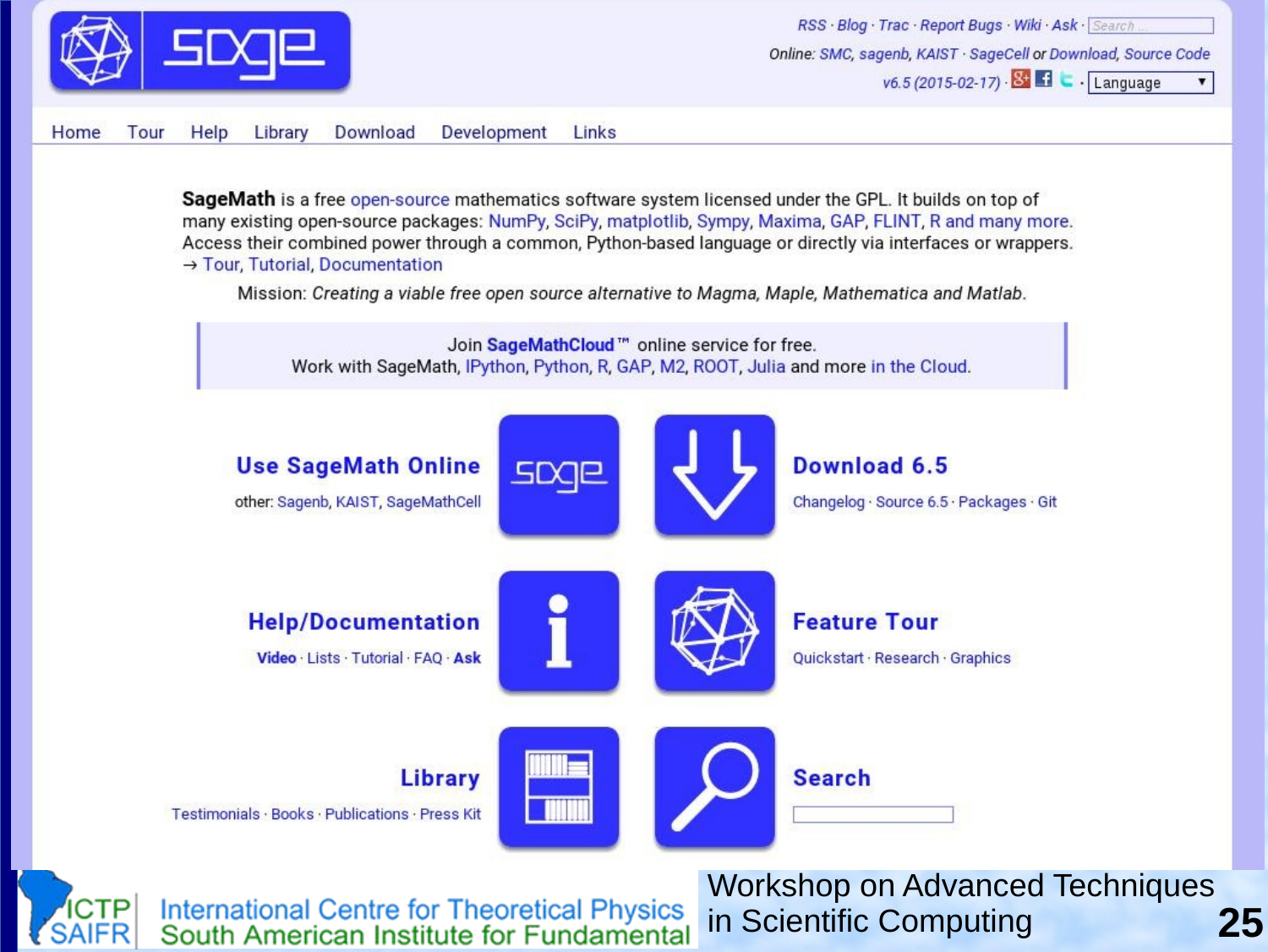RSS · Blog · Trac · Report Bugs · Wiki · Ask · Search ...

Online: SMC, sagenb, KAIST · SageCell or Download, Source Code

v6.5 (2015-02-17) · Language

Home Tour Help Library Download Development Links

**SageMath** is a free open-source mathematics software system licensed under the GPL. It builds on top of many existing open-source packages: NumPy, SciPy, matplotlib, Sympy, Maxima, GAP, FLINT, R and many more. Access their combined power through a common, Python-based language or directly via interfaces or wrappers.

→ Tour, Tutorial, Documentation

Mission: *Creating a viable free open source alternative to Magma, Maple, Mathematica and Matlab.*

Join **SageMathCloud**™ online service for free.
Work with SageMath, IPython, Python, R, GAP, M2, ROOT, Julia and more in the Cloud.

**Use SageMath Online**
other: Sagenb, KAIST, SageMathCell

**Download 6.5**
Changelog · Source 6.5 · Packages · Git

**Help/Documentation**
**Video** · Lists · Tutorial · FAQ · **Ask**

**Feature Tour**
Quickstart · Research · Graphics

**Library**
Testimonials · Books · Publications · Press Kit

**Search**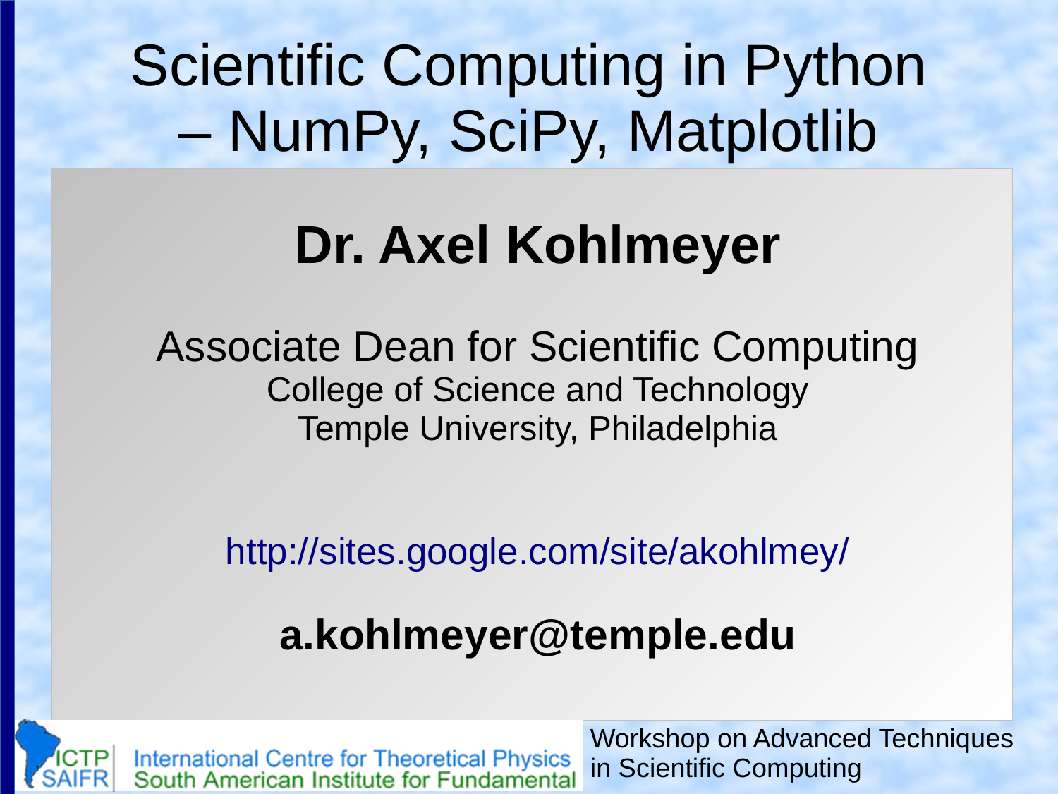# Scientific Computing in Python – NumPy, SciPy, Matplotlib

## Dr. Axel Kohlmeyer

Associate Dean for Scientific Computing
College of Science and Technology
Temple University, Philadelphia

http://sites.google.com/site/akohlmey/

**a.kohlmeyer@temple.edu**

ICTP SAIFR International Centre for Theoretical Physics South American Institute for Fundamental

Workshop on Advanced Techniques in Scientific Computing